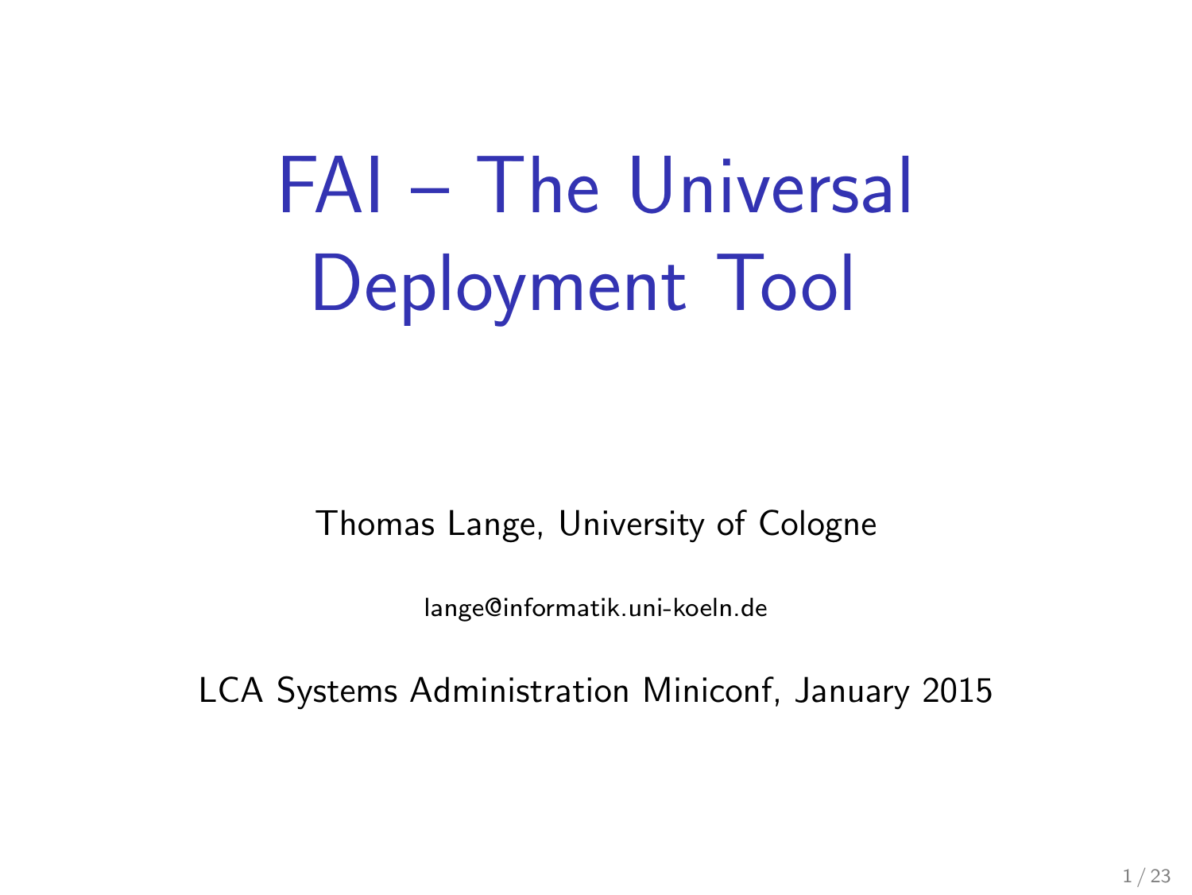# FAI – The Universal Deployment Tool

Thomas Lange, University of Cologne

lange@informatik.uni-koeln.de

LCA Systems Administration Miniconf, January 2015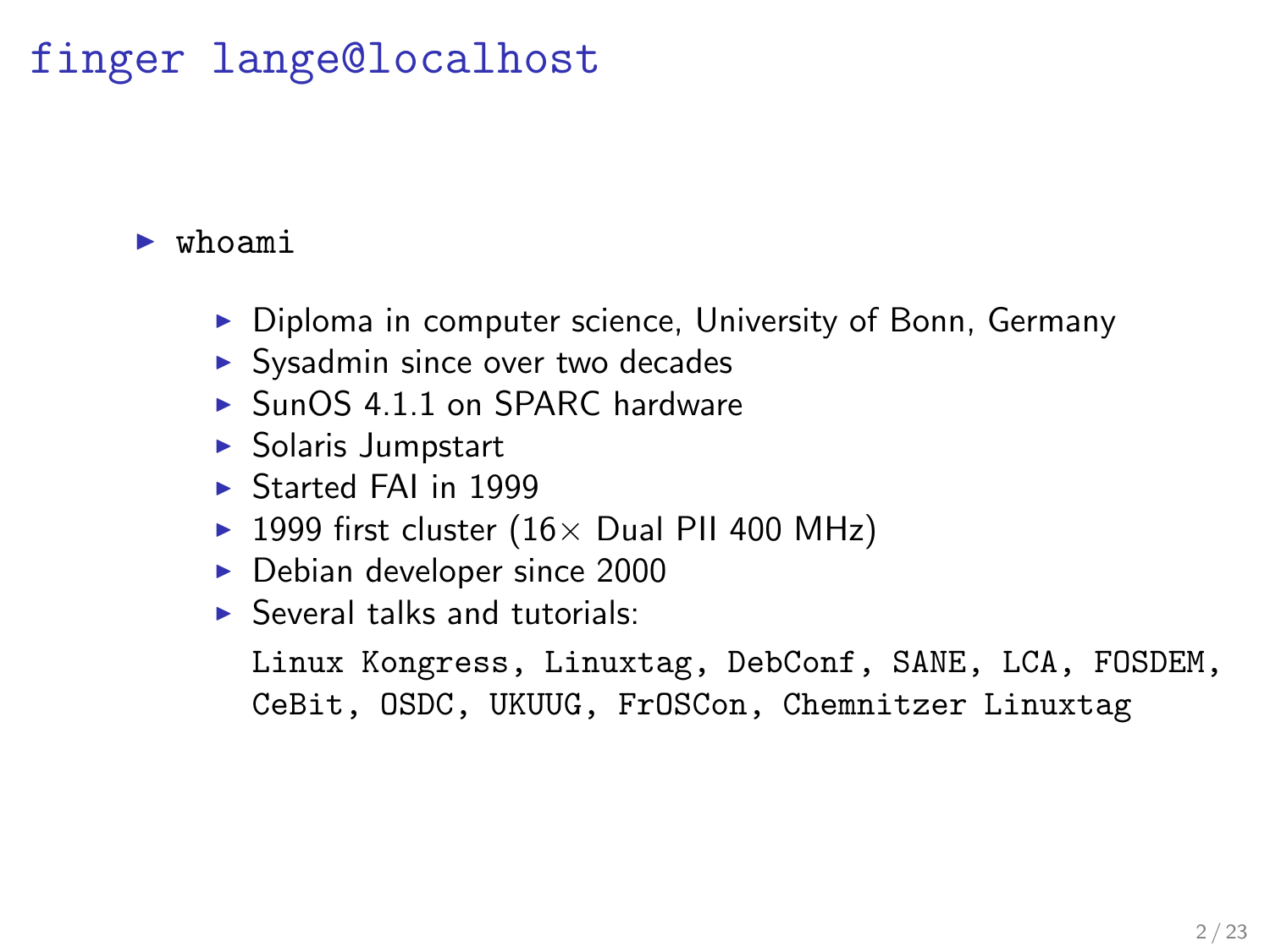# finger lange@localhost

- `whoami`
  - Diploma in computer science, University of Bonn, Germany
  - Sysadmin since over two decades
  - SunOS 4.1.1 on SPARC hardware
  - Solaris Jumpstart
  - Started FAI in 1999
  - 1999 first cluster (16$\times$ Dual PII 400 MHz)
  - Debian developer since 2000
  - Several talks and tutorials:

    `Linux Kongress, Linuxtag, DebConf, SANE, LCA, FOSDEM, CeBit, OSDC, UKUUG, FrOSCon, Chemnitzer Linuxtag`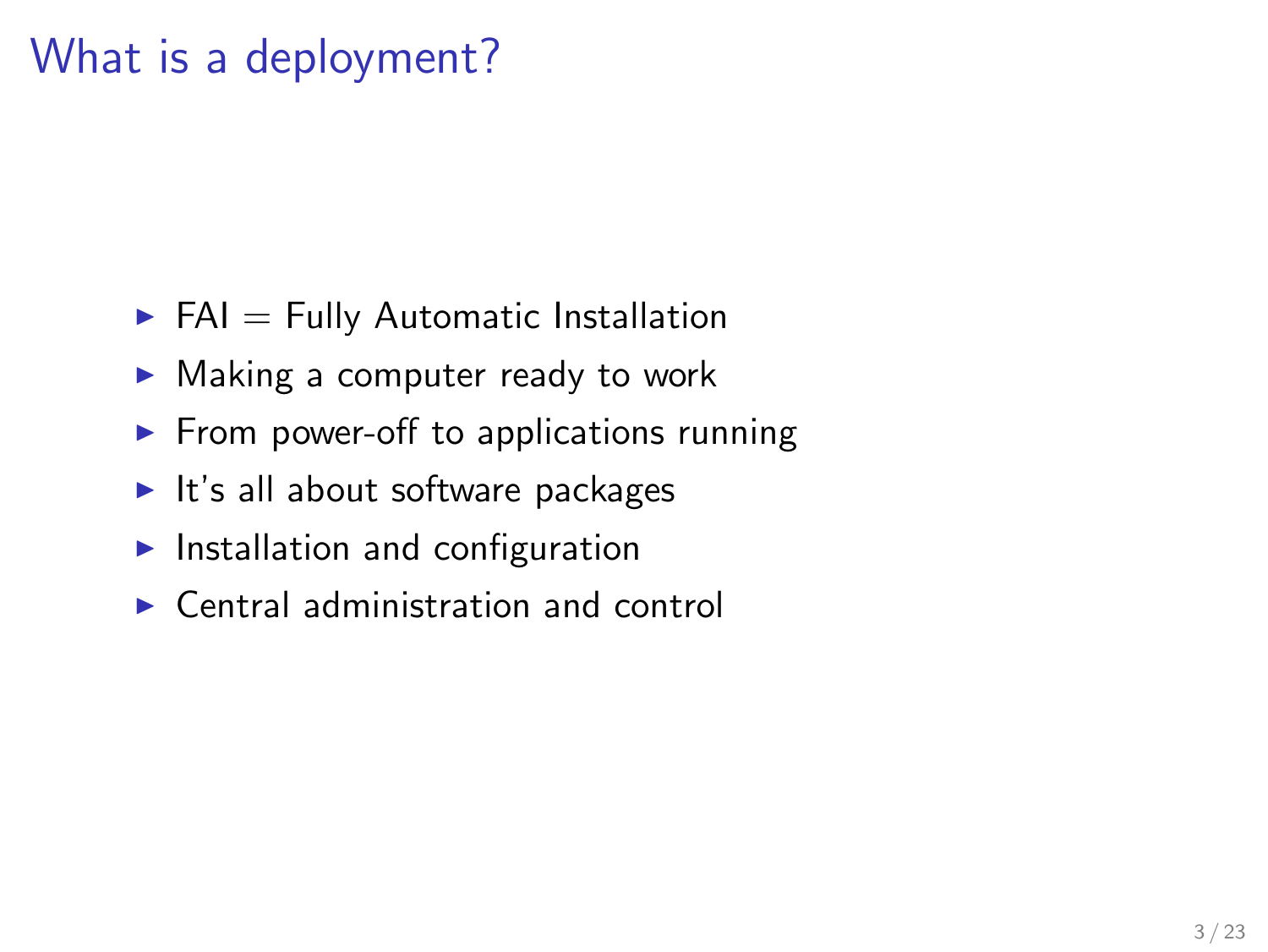# What is a deployment?

- FAI = Fully Automatic Installation
- Making a computer ready to work
- From power-off to applications running
- It's all about software packages
- Installation and configuration
- Central administration and control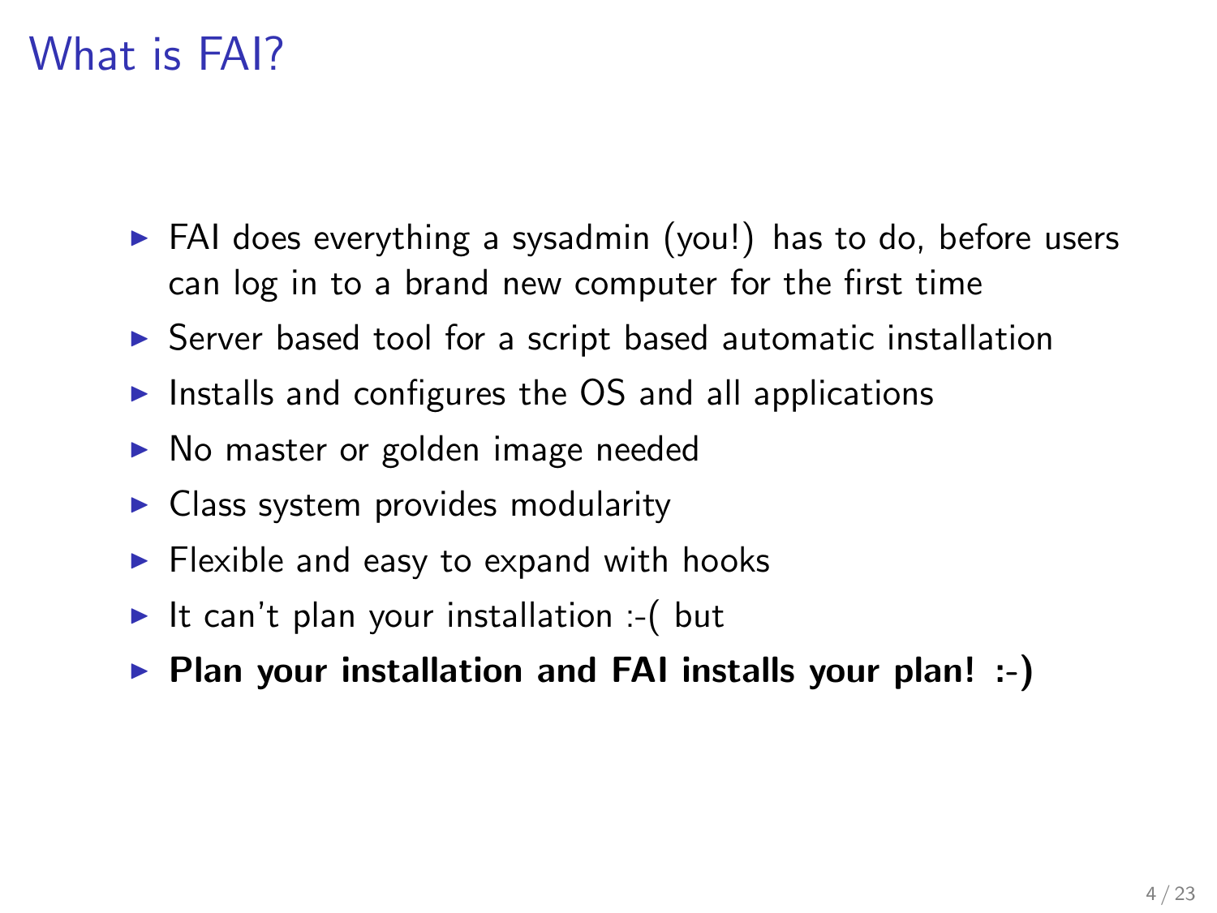# What is FAI?

- FAI does everything a sysadmin (you!) has to do, before users can log in to a brand new computer for the first time
- Server based tool for a script based automatic installation
- Installs and configures the OS and all applications
- No master or golden image needed
- Class system provides modularity
- Flexible and easy to expand with hooks
- It can't plan your installation :-( but
- **Plan your installation and FAI installs your plan! :-)**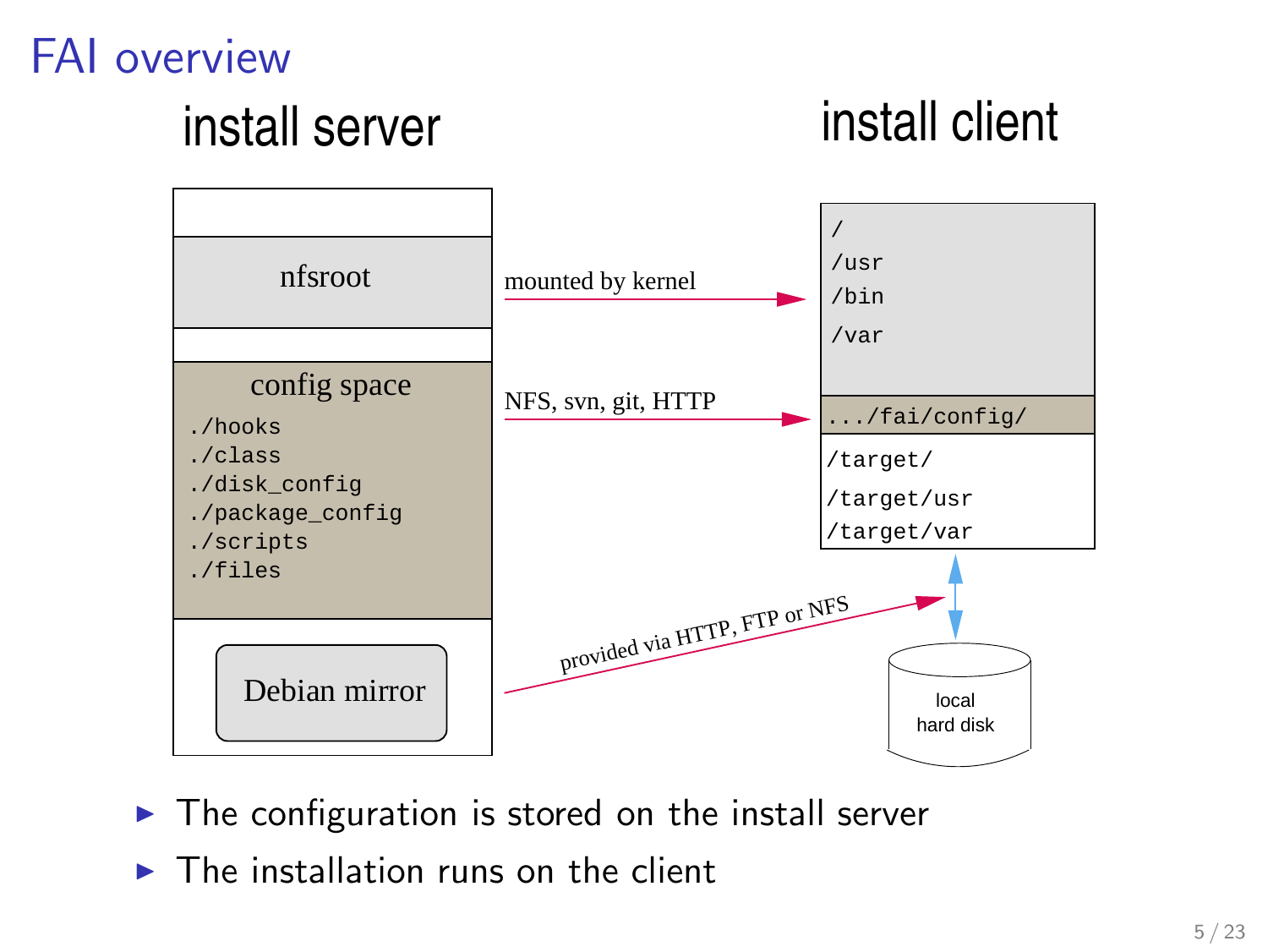# FAI overview

install server

nfsroot

config space
./hooks
./class
./disk_config
./package_config
./scripts
./files

Debian mirror

install client

/
/usr
/bin
/var

.../fai/config/

/target/
/target/usr
/target/var

local hard disk

mounted by kernel

NFS, svn, git, HTTP

provided via HTTP, FTP or NFS

- The configuration is stored on the install server
- The installation runs on the client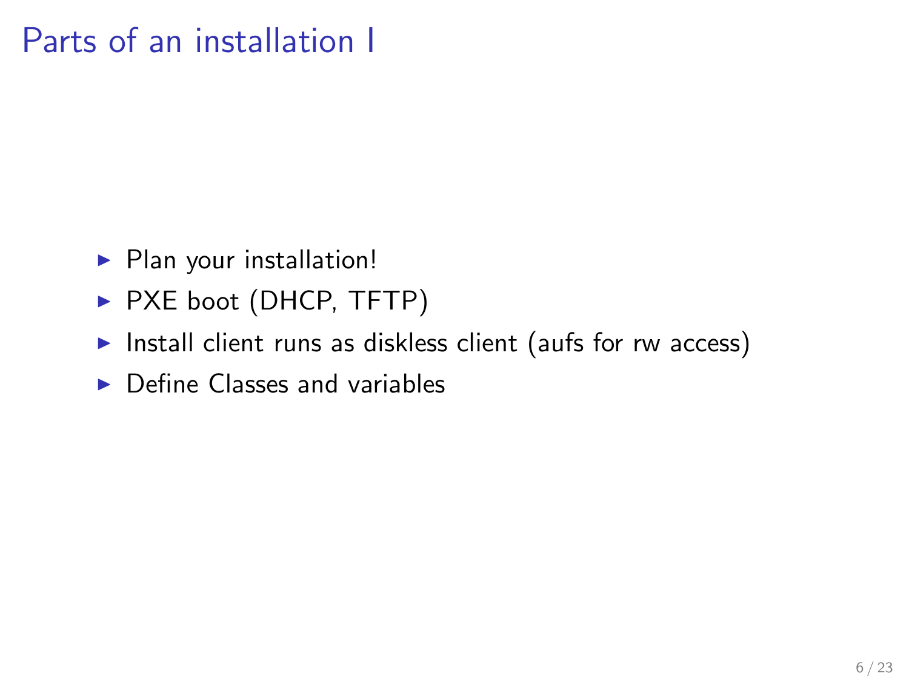# Parts of an installation I

- Plan your installation!
- PXE boot (DHCP, TFTP)
- Install client runs as diskless client (aufs for rw access)
- Define Classes and variables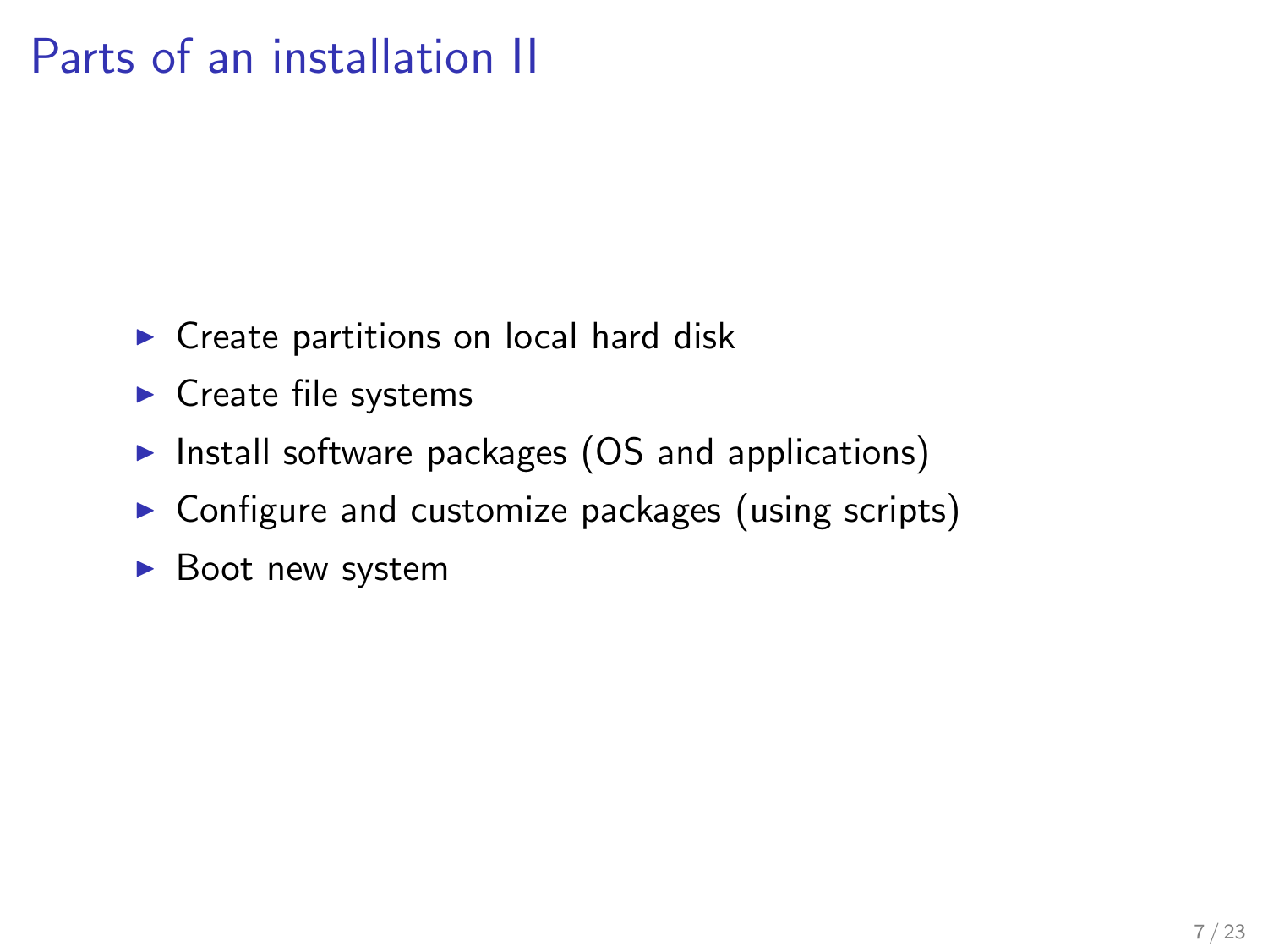# Parts of an installation II

- Create partitions on local hard disk
- Create file systems
- Install software packages (OS and applications)
- Configure and customize packages (using scripts)
- Boot new system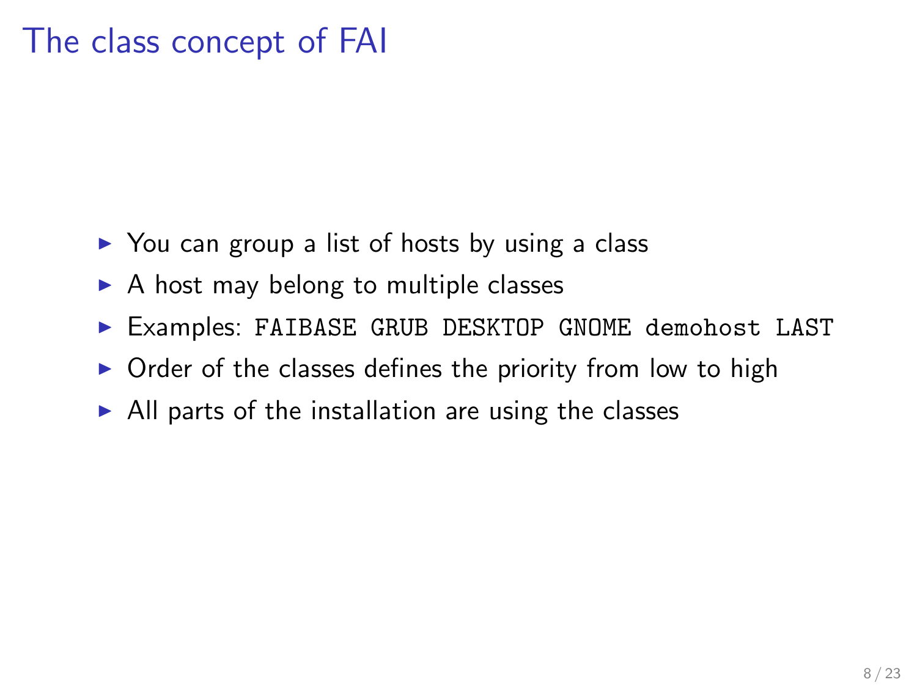# The class concept of FAI

- You can group a list of hosts by using a class
- A host may belong to multiple classes
- Examples: `FAIBASE GRUB DESKTOP GNOME demohost LAST`
- Order of the classes defines the priority from low to high
- All parts of the installation are using the classes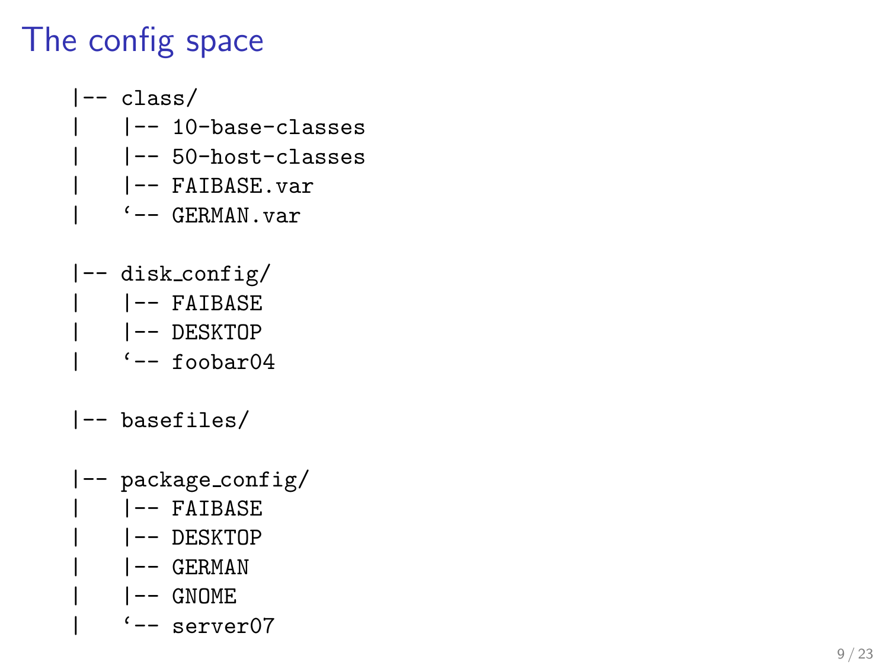# The config space

```
|-- class/
|    |-- 10-base-classes
|    |-- 50-host-classes
|    |-- FAIBASE.var
|    `-- GERMAN.var

|-- disk_config/
|    |-- FAIBASE
|    |-- DESKTOP
|    `-- foobar04

|-- basefiles/

|-- package_config/
|    |-- FAIBASE
|    |-- DESKTOP
|    |-- GERMAN
|    |-- GNOME
|    `-- server07
```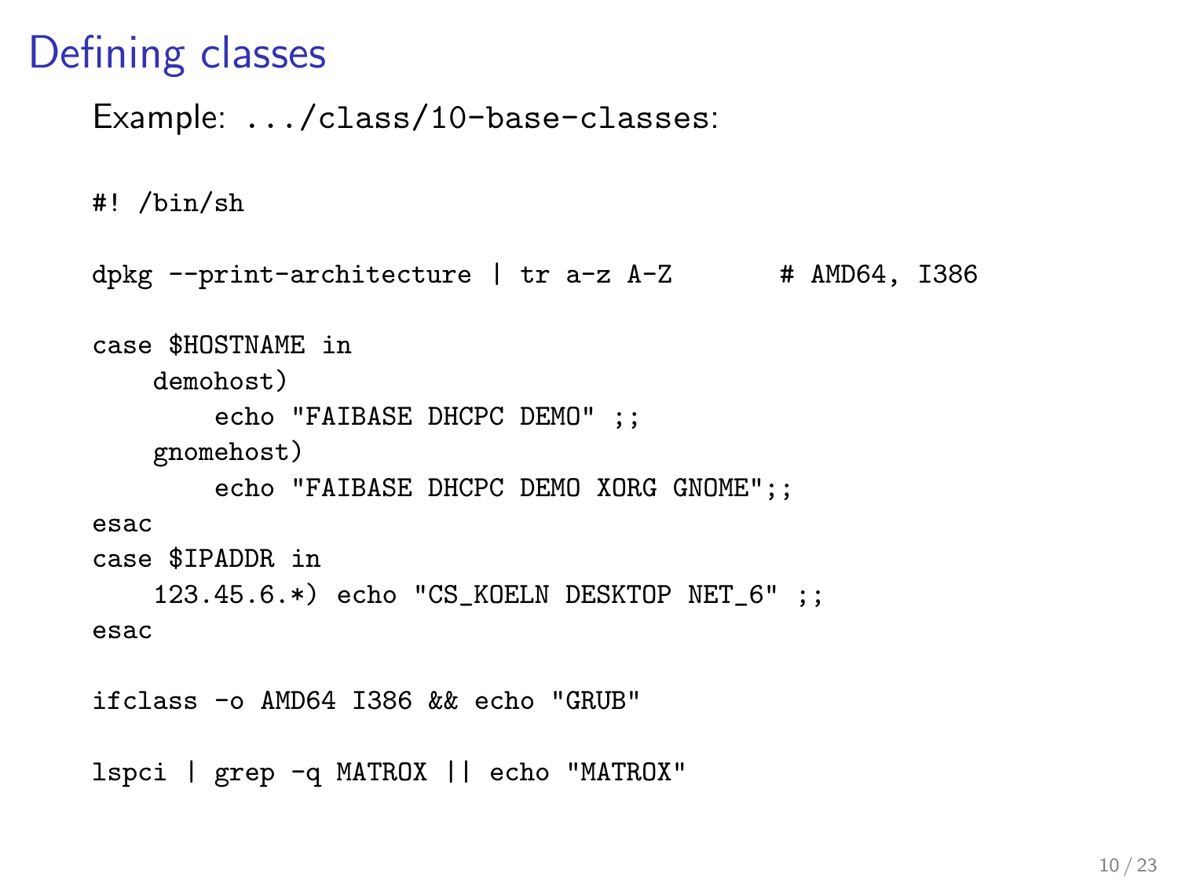# Defining classes

Example: `.../class/10-base-classes`:

```
#! /bin/sh

dpkg --print-architecture | tr a-z A-Z       # AMD64, I386

case $HOSTNAME in
    demohost)
        echo "FAIBASE DHCPC DEMO" ;;
    gnomehost)
        echo "FAIBASE DHCPC DEMO XORG GNOME";;
esac
case $IPADDR in
    123.45.6.*) echo "CS_KOELN DESKTOP NET_6" ;;
esac

ifclass -o AMD64 I386 && echo "GRUB"

lspci | grep -q MATROX || echo "MATROX"
```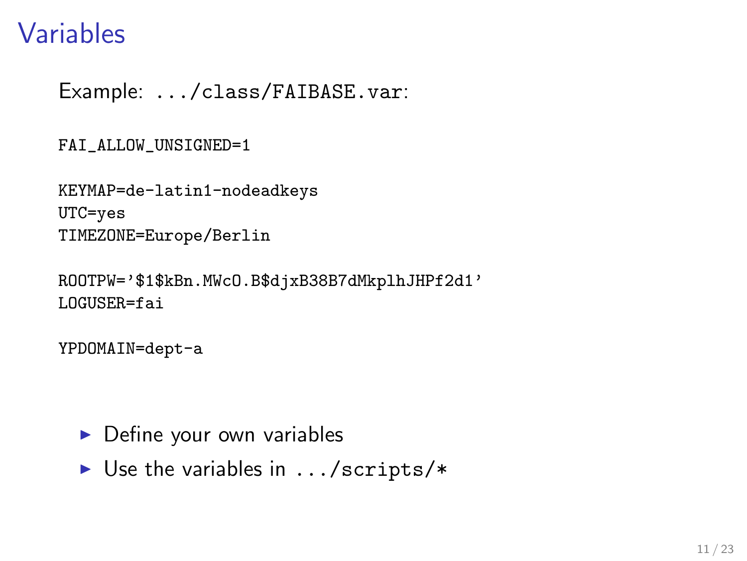# Variables

Example: `.../class/FAIBASE.var`:

```
FAI_ALLOW_UNSIGNED=1

KEYMAP=de-latin1-nodeadkeys
UTC=yes
TIMEZONE=Europe/Berlin

ROOTPW='$1$kBn.MWcO.B$djxB38B7dMkplhJHPf2d1'
LOGUSER=fai

YPDOMAIN=dept-a
```

- Define your own variables
- Use the variables in `.../scripts/*`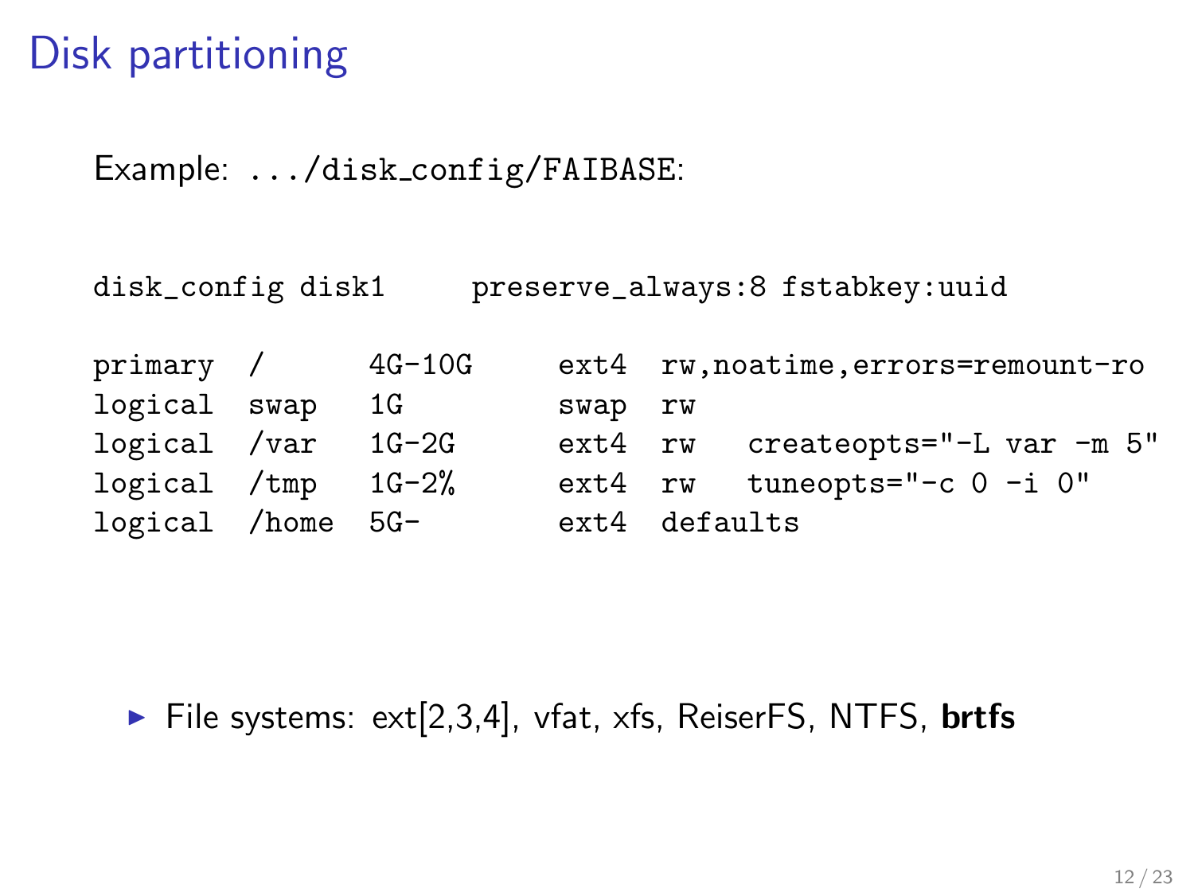# Disk partitioning

Example: `.../disk_config/FAIBASE`:

```
disk_config disk1     preserve_always:8 fstabkey:uuid

primary  /      4G-10G     ext4  rw,noatime,errors=remount-ro
logical  swap   1G         swap  rw
logical  /var   1G-2G      ext4  rw   createopts="-L var -m 5"
logical  /tmp   1G-2%      ext4  rw   tuneopts="-c 0 -i 0"
logical  /home  5G-        ext4  defaults
```

- File systems: ext[2,3,4], vfat, xfs, ReiserFS, NTFS, **brtfs**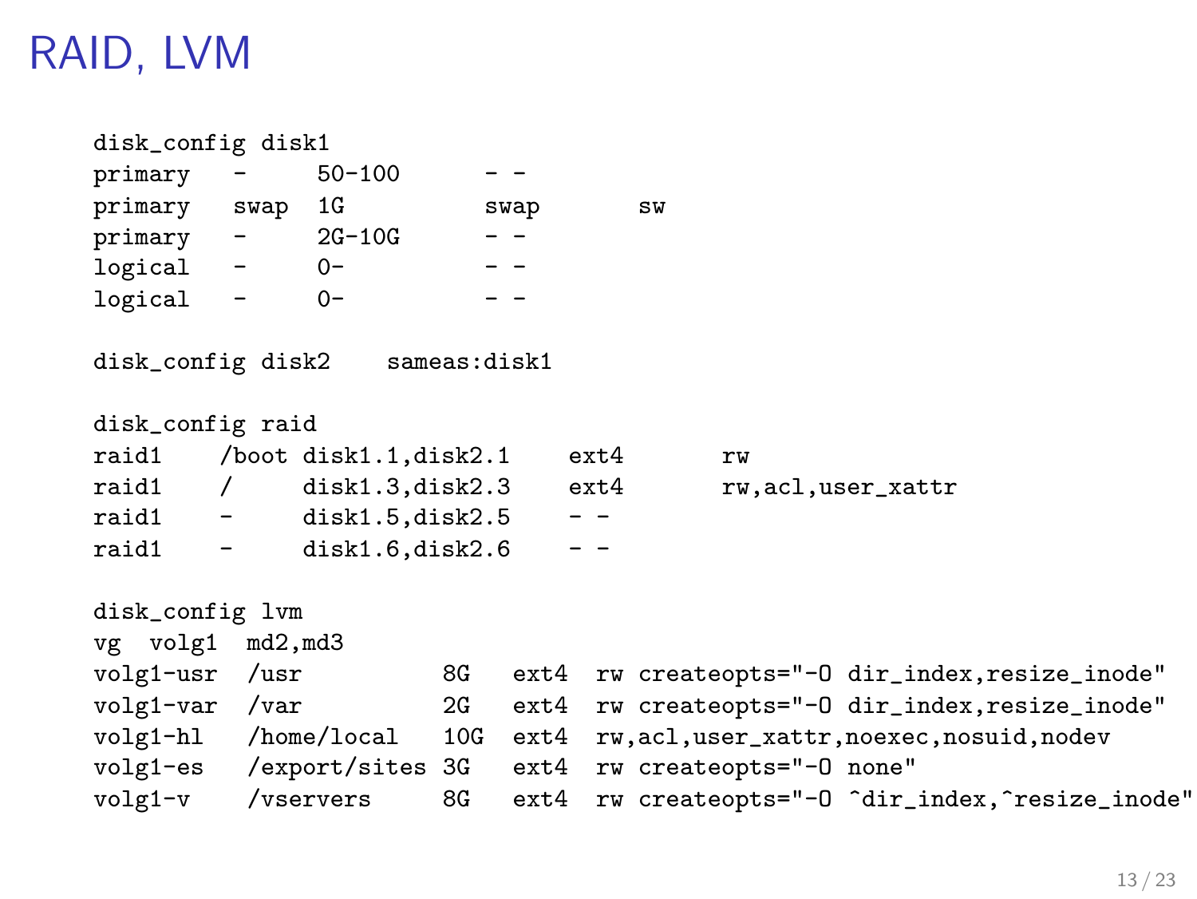# RAID, LVM

```
disk_config disk1
primary   -     50-100       - -
primary   swap  1G           swap       sw
primary   -     2G-10G       - -
logical   -     0-           - -
logical   -     0-           - -

disk_config disk2    sameas:disk1

disk_config raid
raid1    /boot disk1.1,disk2.1    ext4       rw
raid1    /     disk1.3,disk2.3    ext4       rw,acl,user_xattr
raid1    -     disk1.5,disk2.5    - -
raid1    -     disk1.6,disk2.6    - -

disk_config lvm
vg  volg1  md2,md3
volg1-usr  /usr          8G   ext4  rw createopts="-O dir_index,resize_inode"
volg1-var  /var          2G   ext4  rw createopts="-O dir_index,resize_inode"
volg1-hl   /home/local   10G  ext4  rw,acl,user_xattr,noexec,nosuid,nodev
volg1-es   /export/sites 3G   ext4  rw createopts="-O none"
volg1-v    /vservers     8G   ext4  rw createopts="-O ^dir_index,^resize_inode"
```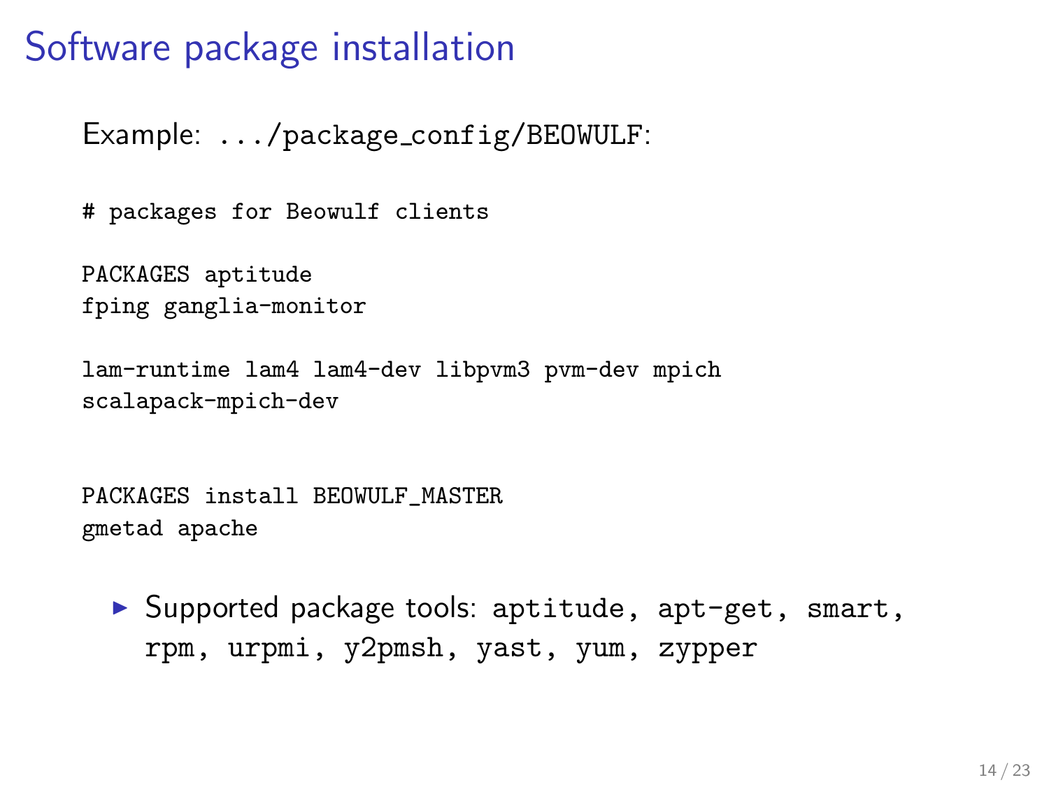# Software package installation

Example: `.../package_config/BEOWULF`:

```
# packages for Beowulf clients

PACKAGES aptitude
fping ganglia-monitor

lam-runtime lam4 lam4-dev libpvm3 pvm-dev mpich
scalapack-mpich-dev


PACKAGES install BEOWULF_MASTER
gmetad apache
```

- Supported package tools: `aptitude`, `apt-get`, `smart`, `rpm`, `urpmi`, `y2pmsh`, `yast`, `yum`, `zypper`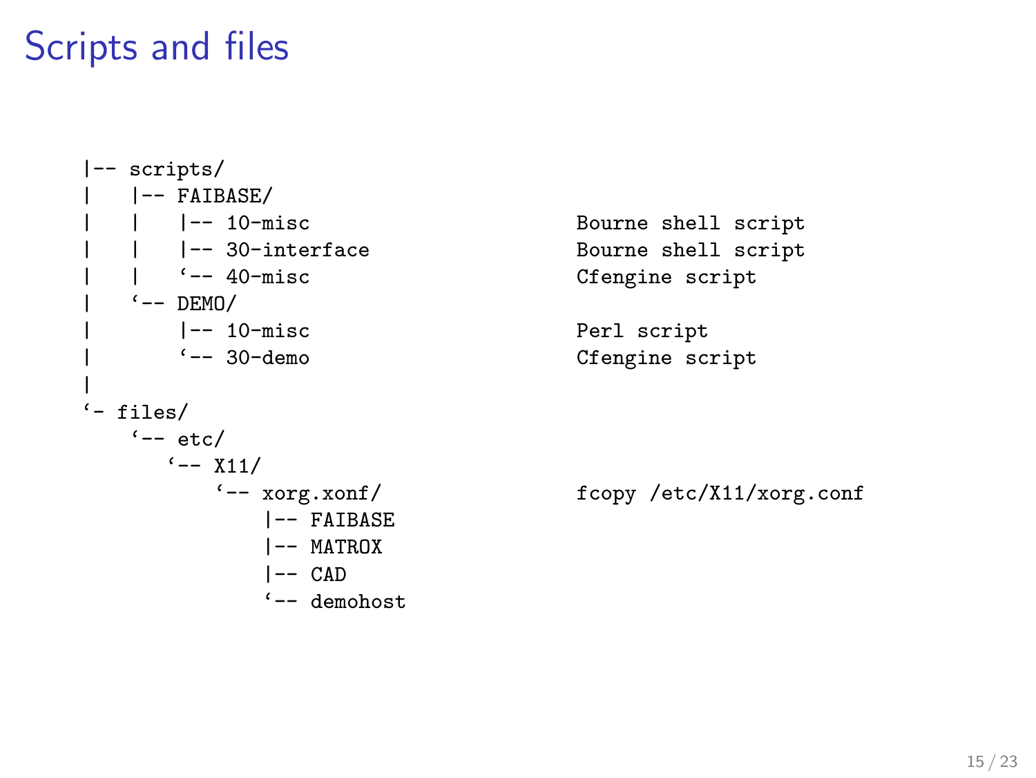# Scripts and files

```
|-- scripts/
|   |-- FAIBASE/
|   |   |-- 10-misc                          Bourne shell script
|   |   |-- 30-interface                     Bourne shell script
|   |   `-- 40-misc                          Cfengine script
|   `-- DEMO/
|       |-- 10-misc                          Perl script
|       `-- 30-demo                          Cfengine script
|
`- files/
    `-- etc/
        `-- X11/
            `-- xorg.xonf/                   fcopy /etc/X11/xorg.conf
                |-- FAIBASE
                |-- MATROX
                |-- CAD
                `-- demohost
```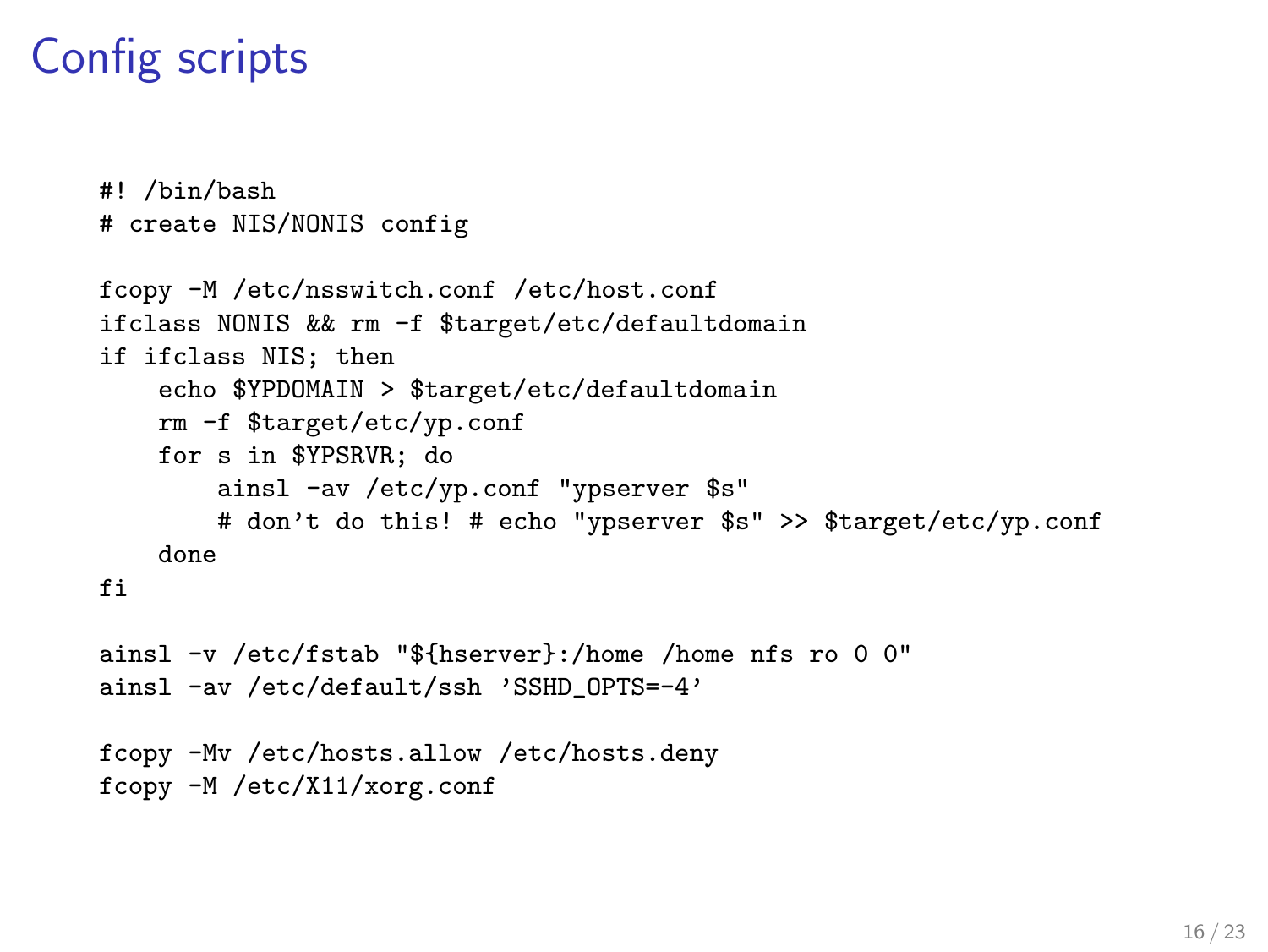# Config scripts

```
#! /bin/bash
# create NIS/NONIS config

fcopy -M /etc/nsswitch.conf /etc/host.conf
ifclass NONIS && rm -f $target/etc/defaultdomain
if ifclass NIS; then
    echo $YPDOMAIN > $target/etc/defaultdomain
    rm -f $target/etc/yp.conf
    for s in $YPSRVR; do
        ainsl -av /etc/yp.conf "ypserver $s"
        # don't do this! # echo "ypserver $s" >> $target/etc/yp.conf
    done
fi

ainsl -v /etc/fstab "${hserver}:/home /home nfs ro 0 0"
ainsl -av /etc/default/ssh 'SSHD_OPTS=-4'

fcopy -Mv /etc/hosts.allow /etc/hosts.deny
fcopy -M /etc/X11/xorg.conf
```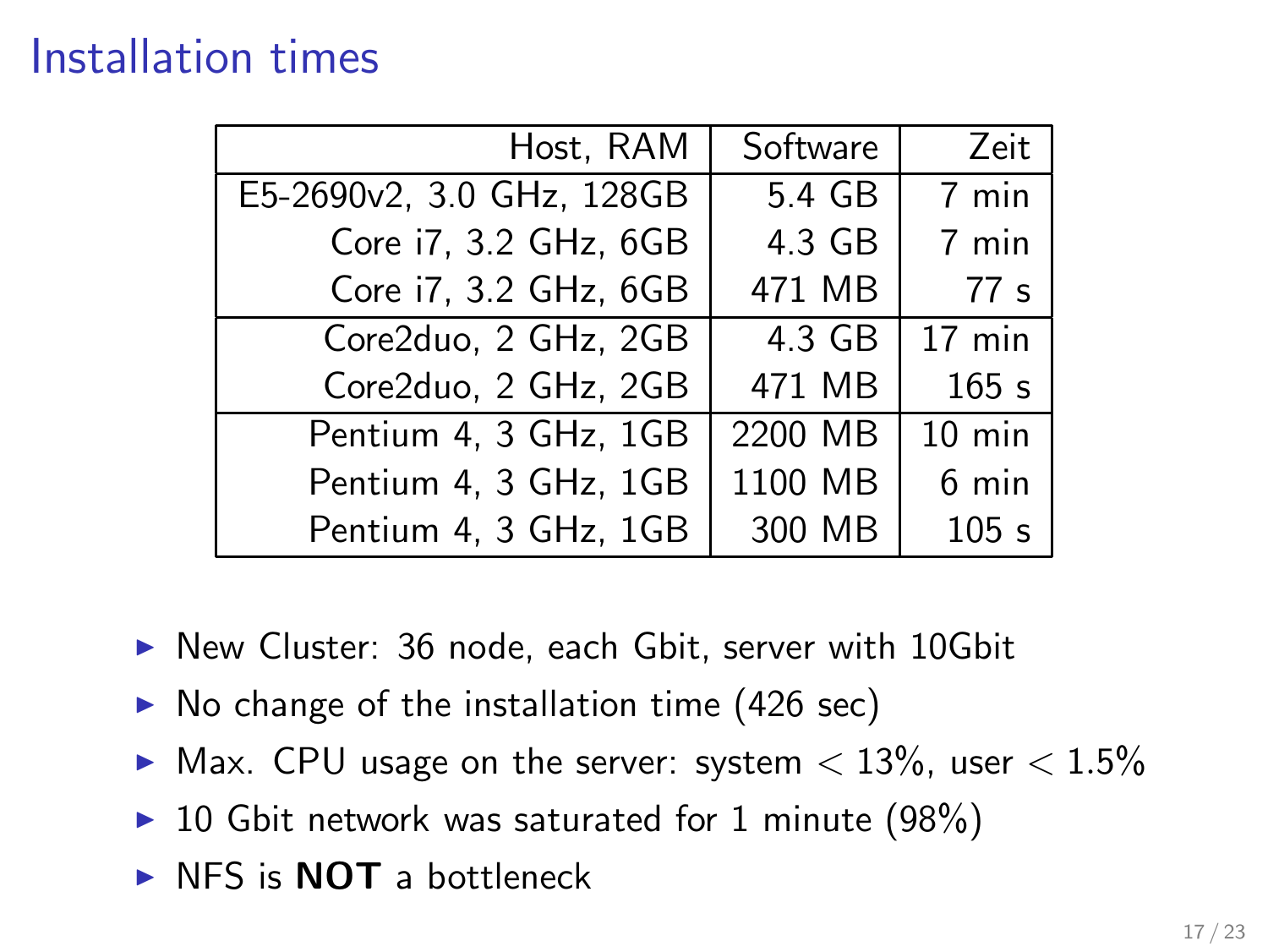# Installation times

| Host, RAM | Software | Zeit |
|---:|---:|---:|
| E5-2690v2, 3.0 GHz, 128GB | 5.4 GB | 7 min |
| Core i7, 3.2 GHz, 6GB | 4.3 GB | 7 min |
| Core i7, 3.2 GHz, 6GB | 471 MB | 77 s |
| Core2duo, 2 GHz, 2GB | 4.3 GB | 17 min |
| Core2duo, 2 GHz, 2GB | 471 MB | 165 s |
| Pentium 4, 3 GHz, 1GB | 2200 MB | 10 min |
| Pentium 4, 3 GHz, 1GB | 1100 MB | 6 min |
| Pentium 4, 3 GHz, 1GB | 300 MB | 105 s |

- New Cluster: 36 node, each Gbit, server with 10Gbit
- No change of the installation time (426 sec)
- Max. CPU usage on the server: system $< 13\%$, user $< 1.5\%$
- 10 Gbit network was saturated for 1 minute (98%)
- NFS is **NOT** a bottleneck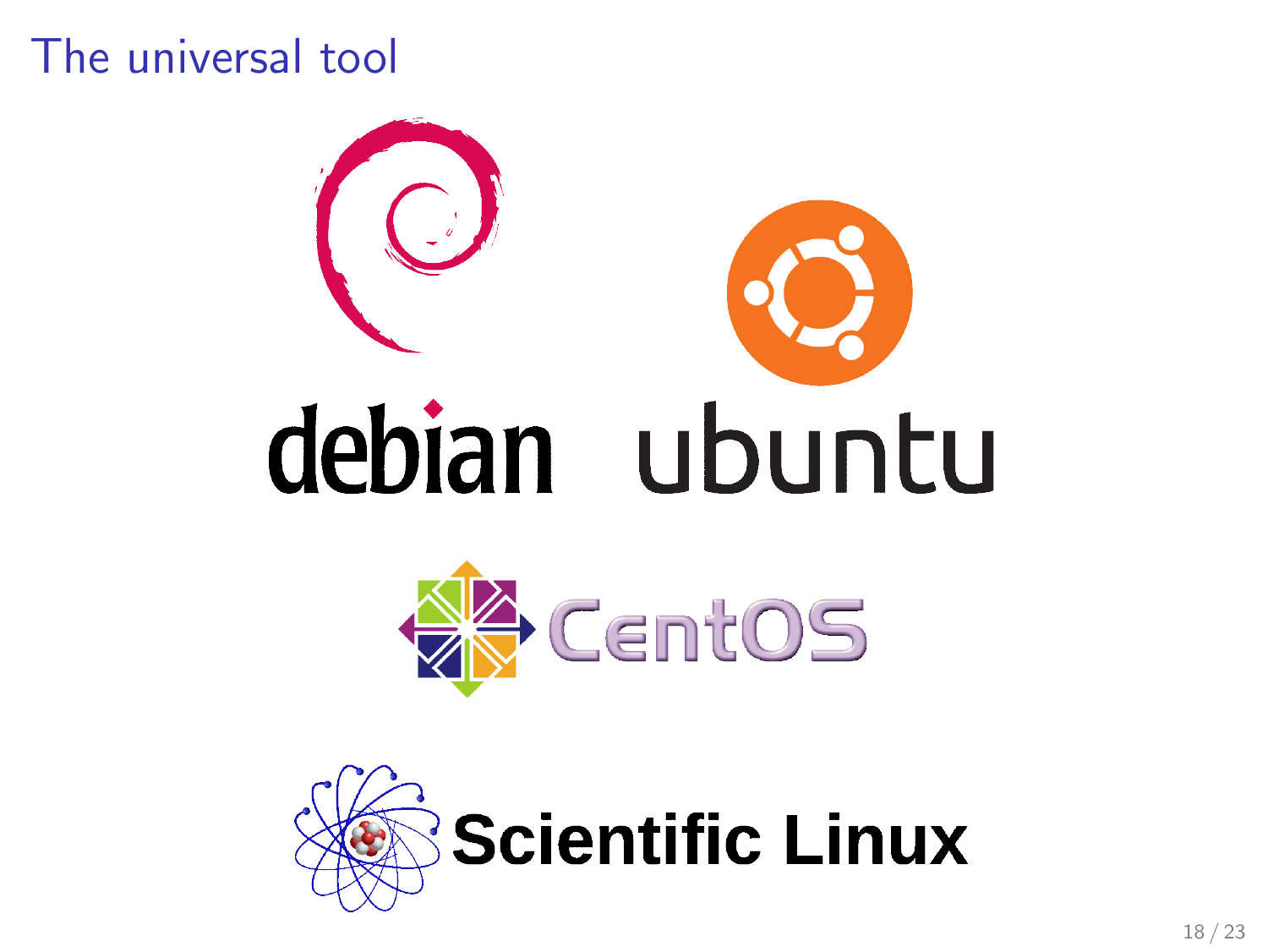# The universal tool

debian

ubuntu

CentOS

Scientific Linux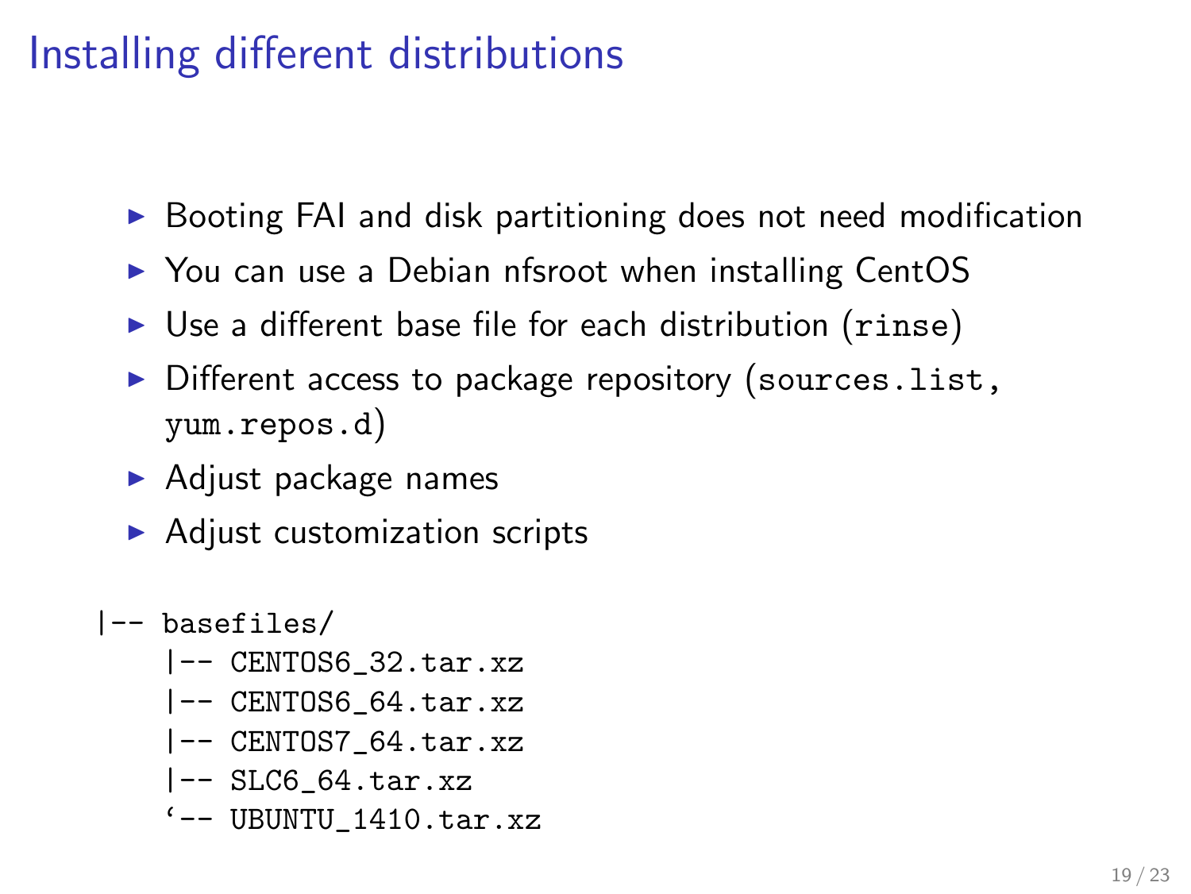# Installing different distributions

- Booting FAI and disk partitioning does not need modification
- You can use a Debian nfsroot when installing CentOS
- Use a different base file for each distribution (`rinse`)
- Different access to package repository (`sources.list`, `yum.repos.d`)
- Adjust package names
- Adjust customization scripts

```
|-- basefiles/
    |-- CENTOS6_32.tar.xz
    |-- CENTOS6_64.tar.xz
    |-- CENTOS7_64.tar.xz
    |-- SLC6_64.tar.xz
    `-- UBUNTU_1410.tar.xz
```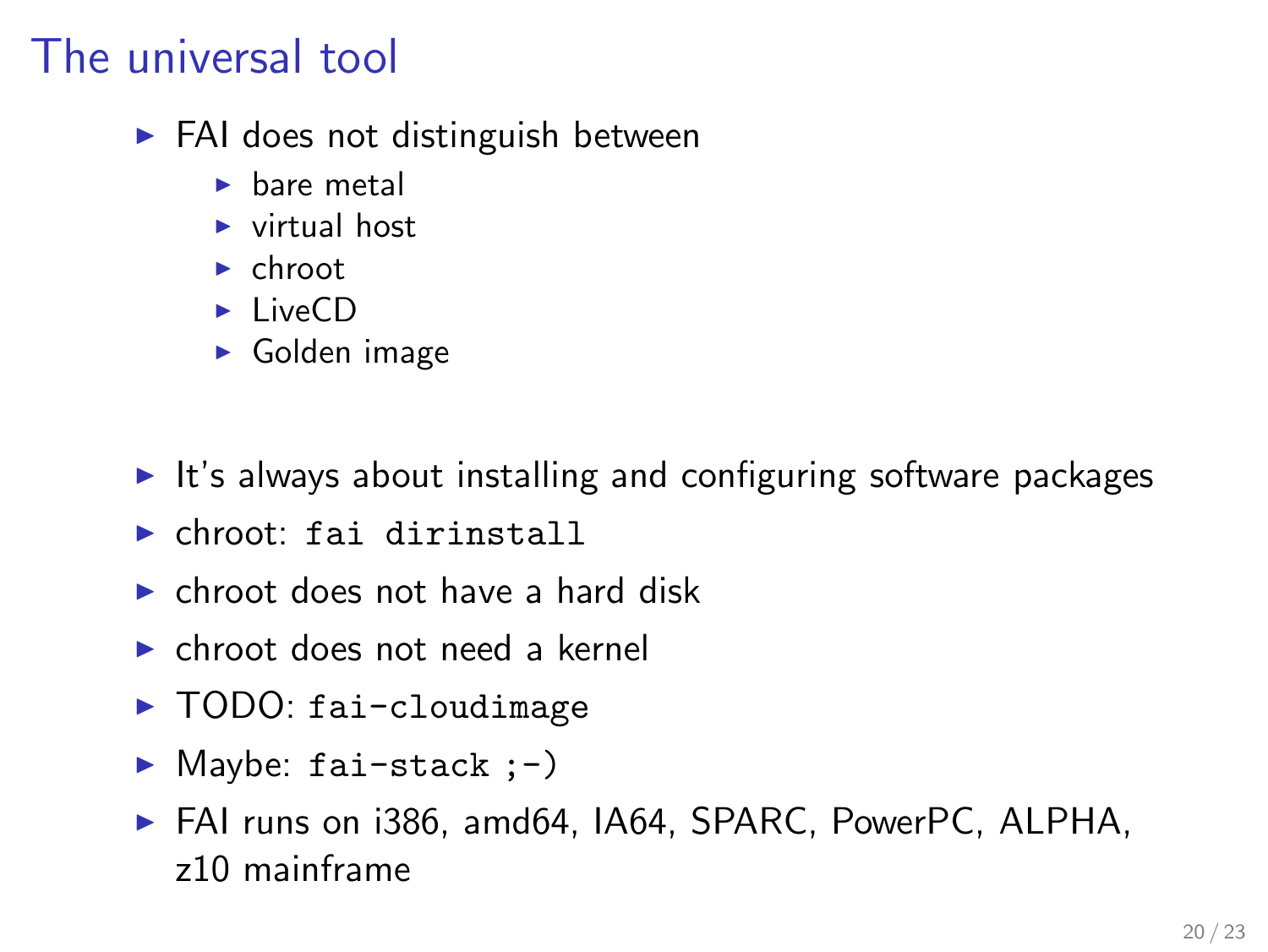# The universal tool

- FAI does not distinguish between
  - bare metal
  - virtual host
  - chroot
  - LiveCD
  - Golden image

- It's always about installing and configuring software packages
- chroot: `fai dirinstall`
- chroot does not have a hard disk
- chroot does not need a kernel
- TODO: `fai-cloudimage`
- Maybe: `fai-stack ;-)`
- FAI runs on i386, amd64, IA64, SPARC, PowerPC, ALPHA, z10 mainframe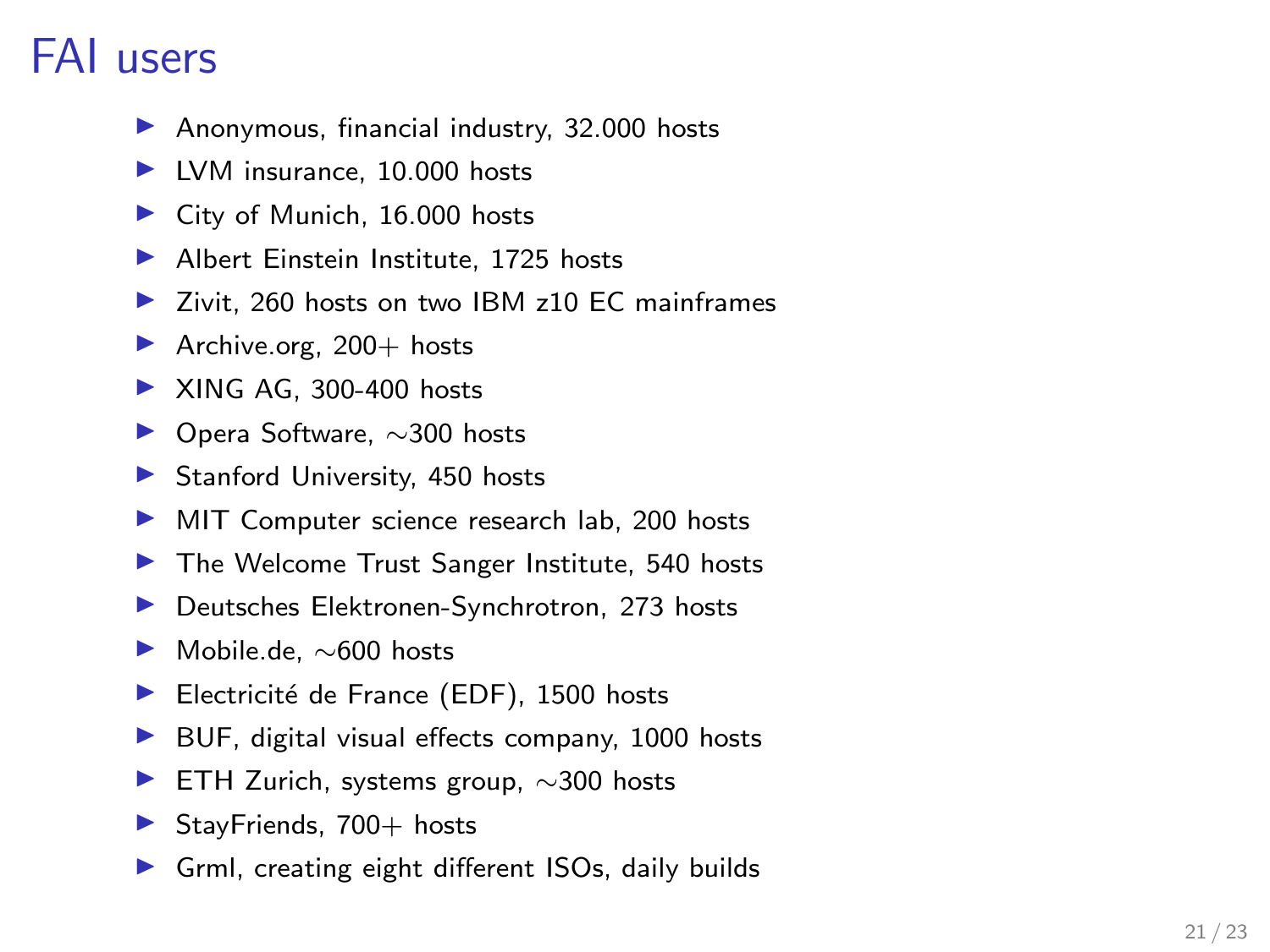# FAI users

- Anonymous, financial industry, 32.000 hosts
- LVM insurance, 10.000 hosts
- City of Munich, 16.000 hosts
- Albert Einstein Institute, 1725 hosts
- Zivit, 260 hosts on two IBM z10 EC mainframes
- Archive.org, 200+ hosts
- XING AG, 300-400 hosts
- Opera Software, ∼300 hosts
- Stanford University, 450 hosts
- MIT Computer science research lab, 200 hosts
- The Welcome Trust Sanger Institute, 540 hosts
- Deutsches Elektronen-Synchrotron, 273 hosts
- Mobile.de, ∼600 hosts
- Electricité de France (EDF), 1500 hosts
- BUF, digital visual effects company, 1000 hosts
- ETH Zurich, systems group, ∼300 hosts
- StayFriends, 700+ hosts
- Grml, creating eight different ISOs, daily builds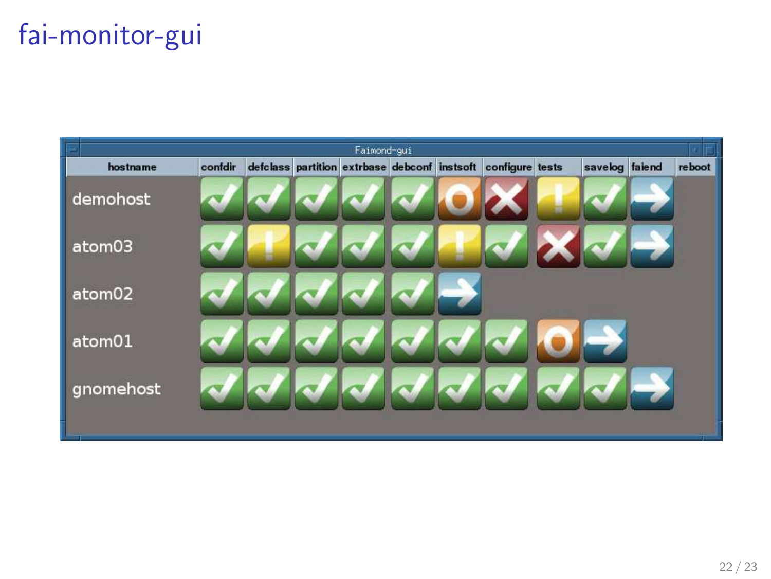# fai-monitor-gui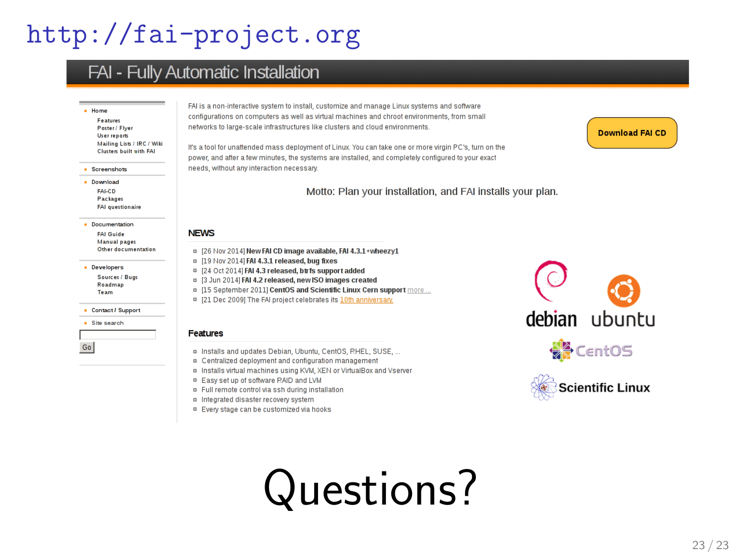# http://fai-project.org

FAI - Fully Automatic Installation

- Home
  - Features
  - Poster / Flyer
  - User reports
  - Mailing Lists / IRC / Wiki
  - Clusters built with FAI
- Screenshots
- Download
  - FAI-CD
  - Packages
  - FAI questionaire
- Documentation
  - FAI Guide
  - Manual pages
  - Other documentation
- Developers
  - Sources / Bugs
  - Roadmap
  - Team
- Contact / Support
- Site search

Go

FAI is a non-interactive system to install, customize and manage Linux systems and software configurations on computers as well as virtual machines and chroot environments, from small networks to large-scale infrastructures like clusters and cloud environments.

It's a tool for unattended mass deployment of Linux. You can take one or more virgin PC's, turn on the power, and after a few minutes, the systems are installed, and completely configured to your exact needs, without any interaction necessary.

**Download FAI CD**

Motto: Plan your installation, and FAI installs your plan.

## NEWS

- [26 Nov 2014] **New FAI CD image available, FAI 4.3.1+wheezy1**
- [19 Nov 2014] **FAI 4.3.1 released, bug fixes**
- [24 Oct 2014] **FAI 4.3 released, btrfs support added**
- [3 Jun 2014] **FAI 4.2 released, new ISO images created**
- [15 September 2011] **CentOS and Scientific Linux Cern support** more ...
- [21 Dec 2009] The FAI project celebrates its 10th anniversary.

## Features

- Installs and updates Debian, Ubuntu, CentOS, RHEL, SUSE, ...
- Centralized deployment and configuration management
- Installs virtual machines using KVM, XEN or VirtualBox and Vserver
- Easy set up of software RAID and LVM
- Full remote control via ssh during installation
- Integrated disaster recovery system
- Every stage can be customized via hooks

debian ubuntu CentOS Scientific Linux

# Questions?